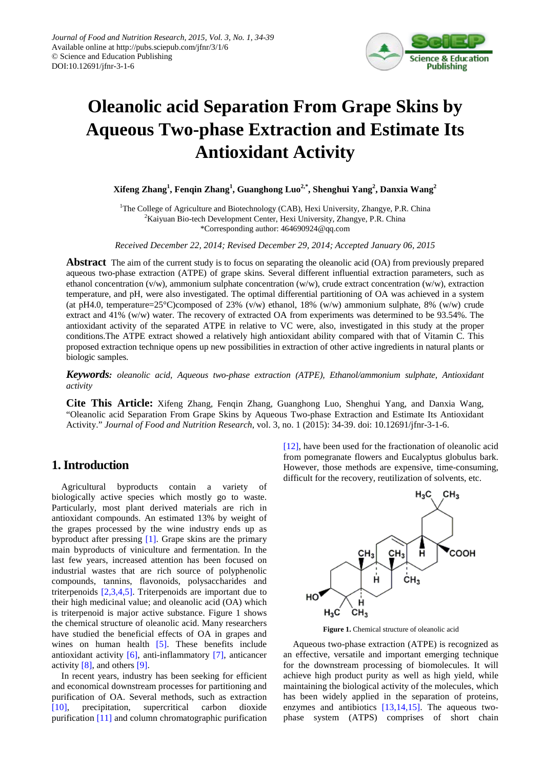Journal of Food and Nutrition Research, 2015, Vol. 3, No. 1, 34-39
Available online at http://pubs.sciepub.com/jfnr/3/1/6
© Science and Education Publishing
DOI:10.12691/jfnr-3-1-6

# Oleanolic acid Separation From Grape Skins by Aqueous Two-phase Extraction and Estimate Its Antioxidant Activity

**Xifeng Zhang[1], Fenqin Zhang[1], Guanghong Luo[2,*], Shenghui Yang[2], Danxia Wang[2]**

[1]The College of Agriculture and Biotechnology (CAB), Hexi University, Zhangye, P.R. China
[2]Kaiyuan Bio-tech Development Center, Hexi University, Zhangye, P.R. China
*Corresponding author: 464690924@qq.com

*Received December 22, 2014; Revised December 29, 2014; Accepted January 06, 2015*

**Abstract** The aim of the current study is to focus on separating the oleanolic acid (OA) from previously prepared aqueous two-phase extraction (ATPE) of grape skins. Several different influential extraction parameters, such as ethanol concentration (v/w), ammonium sulphate concentration (w/w), crude extract concentration (w/w), extraction temperature, and pH, were also investigated. The optimal differential partitioning of OA was achieved in a system (at pH4.0, temperature=25°C)composed of 23% (v/w) ethanol, 18% (w/w) ammonium sulphate, 8% (w/w) crude extract and 41% (w/w) water. The recovery of extracted OA from experiments was determined to be 93.54%. The antioxidant activity of the separated ATPE in relative to VC were, also, investigated in this study at the proper conditions.The ATPE extract showed a relatively high antioxidant ability compared with that of Vitamin C. This proposed extraction technique opens up new possibilities in extraction of other active ingredients in natural plants or biologic samples.

***Keywords:*** *oleanolic acid, Aqueous two-phase extraction (ATPE), Ethanol/ammonium sulphate, Antioxidant activity*

**Cite This Article:** Xifeng Zhang, Fenqin Zhang, Guanghong Luo, Shenghui Yang, and Danxia Wang, "Oleanolic acid Separation From Grape Skins by Aqueous Two-phase Extraction and Estimate Its Antioxidant Activity." *Journal of Food and Nutrition Research*, vol. 3, no. 1 (2015): 34-39. doi: 10.12691/jfnr-3-1-6.

## 1. Introduction

Agricultural byproducts contain a variety of biologically active species which mostly go to waste. Particularly, most plant derived materials are rich in antioxidant compounds. An estimated 13% by weight of the grapes processed by the wine industry ends up as byproduct after pressing [1]. Grape skins are the primary main byproducts of viniculture and fermentation. In the last few years, increased attention has been focused on industrial wastes that are rich source of polyphenolic compounds, tannins, flavonoids, polysaccharides and triterpenoids [2,3,4,5]. Triterpenoids are important due to their high medicinal value; and oleanolic acid (OA) which is triterpenoid is major active substance. Figure 1 shows the chemical structure of oleanolic acid. Many researchers have studied the beneficial effects of OA in grapes and wines on human health [5]. These benefits include antioxidant activity [6], anti-inflammatory [7], anticancer activity [8], and others [9].

In recent years, industry has been seeking for efficient and economical downstream processes for partitioning and purification of OA. Several methods, such as extraction [10], precipitation, supercritical carbon dioxide purification [11] and column chromatographic purification [12], have been used for the fractionation of oleanolic acid from pomegranate flowers and Eucalyptus globulus bark. However, those methods are expensive, time-consuming, difficult for the recovery, reutilization of solvents, etc.

**Figure 1.** Chemical structure of oleanolic acid

Aqueous two-phase extraction (ATPE) is recognized as an effective, versatile and important emerging technique for the downstream processing of biomolecules. It will achieve high product purity as well as high yield, while maintaining the biological activity of the molecules, which has been widely applied in the separation of proteins, enzymes and antibiotics [13,14,15]. The aqueous two-phase system (ATPS) comprises of short chain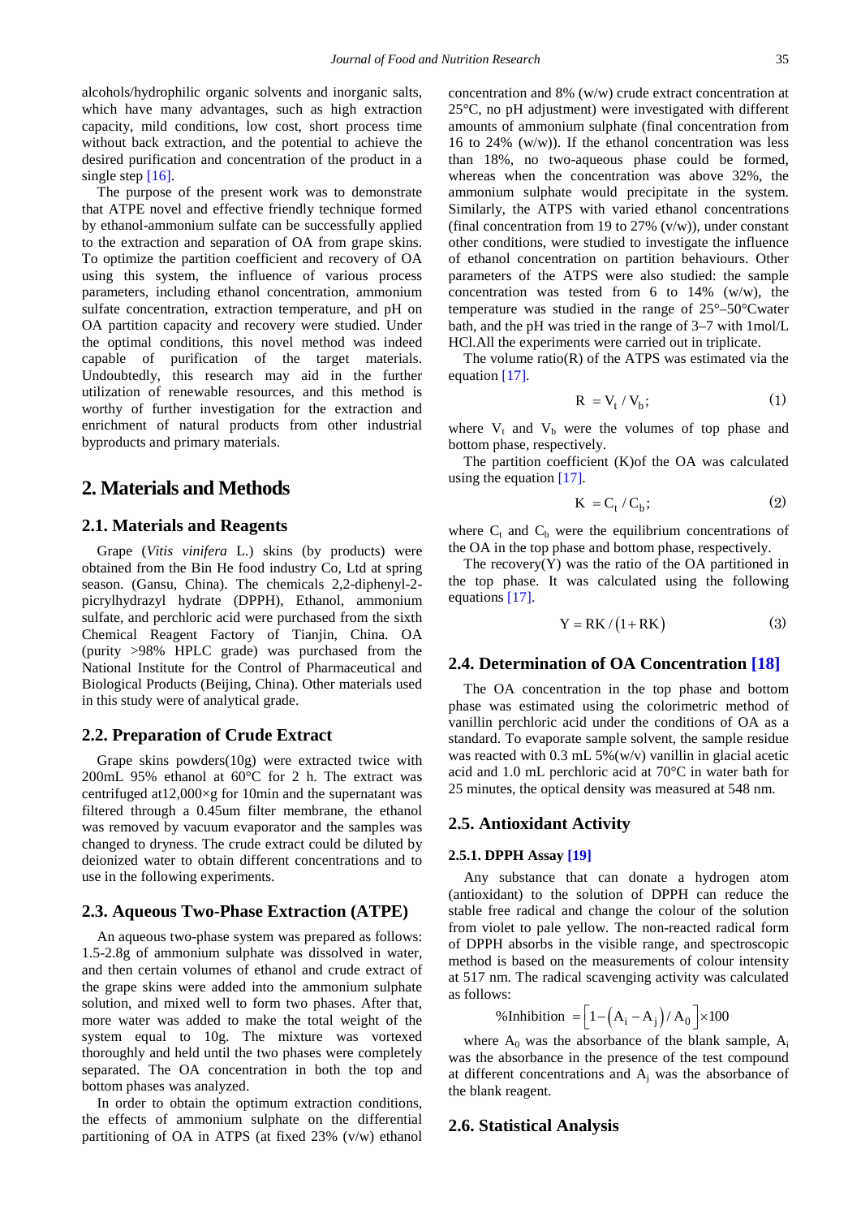alcohols/hydrophilic organic solvents and inorganic salts, which have many advantages, such as high extraction capacity, mild conditions, low cost, short process time without back extraction, and the potential to achieve the desired purification and concentration of the product in a single step [16].

The purpose of the present work was to demonstrate that ATPE novel and effective friendly technique formed by ethanol-ammonium sulfate can be successfully applied to the extraction and separation of OA from grape skins. To optimize the partition coefficient and recovery of OA using this system, the influence of various process parameters, including ethanol concentration, ammonium sulfate concentration, extraction temperature, and pH on OA partition capacity and recovery were studied. Under the optimal conditions, this novel method was indeed capable of purification of the target materials. Undoubtedly, this research may aid in the further utilization of renewable resources, and this method is worthy of further investigation for the extraction and enrichment of natural products from other industrial byproducts and primary materials.

## 2. Materials and Methods

### 2.1. Materials and Reagents

Grape (*Vitis vinifera* L.) skins (by products) were obtained from the Bin He food industry Co, Ltd at spring season. (Gansu, China). The chemicals 2,2-diphenyl-2-picrylhydrazyl hydrate (DPPH), Ethanol, ammonium sulfate, and perchloric acid were purchased from the sixth Chemical Reagent Factory of Tianjin, China. OA (purity >98% HPLC grade) was purchased from the National Institute for the Control of Pharmaceutical and Biological Products (Beijing, China). Other materials used in this study were of analytical grade.

### 2.2. Preparation of Crude Extract

Grape skins powders(10g) were extracted twice with 200mL 95% ethanol at 60°C for 2 h. The extract was centrifuged at12,000×g for 10min and the supernatant was filtered through a 0.45um filter membrane, the ethanol was removed by vacuum evaporator and the samples was changed to dryness. The crude extract could be diluted by deionized water to obtain different concentrations and to use in the following experiments.

### 2.3. Aqueous Two-Phase Extraction (ATPE)

An aqueous two-phase system was prepared as follows: 1.5-2.8g of ammonium sulphate was dissolved in water, and then certain volumes of ethanol and crude extract of the grape skins were added into the ammonium sulphate solution, and mixed well to form two phases. After that, more water was added to make the total weight of the system equal to 10g. The mixture was vortexed thoroughly and held until the two phases were completely separated. The OA concentration in both the top and bottom phases was analyzed.

In order to obtain the optimum extraction conditions, the effects of ammonium sulphate on the differential partitioning of OA in ATPS (at fixed 23% (v/w) ethanol concentration and 8% (w/w) crude extract concentration at 25°C, no pH adjustment) were investigated with different amounts of ammonium sulphate (final concentration from 16 to 24% (w/w)). If the ethanol concentration was less than 18%, no two-aqueous phase could be formed, whereas when the concentration was above 32%, the ammonium sulphate would precipitate in the system. Similarly, the ATPS with varied ethanol concentrations (final concentration from 19 to 27% (v/w)), under constant other conditions, were studied to investigate the influence of ethanol concentration on partition behaviours. Other parameters of the ATPS were also studied: the sample concentration was tested from 6 to 14% (w/w), the temperature was studied in the range of 25°–50°Cwater bath, and the pH was tried in the range of 3–7 with 1mol/L HCl.All the experiments were carried out in triplicate.

The volume ratio(R) of the ATPS was estimated via the equation [17].

$$R = V_t / V_b; \quad (1)$$

where $V_t$ and $V_b$ were the volumes of top phase and bottom phase, respectively.

The partition coefficient (K)of the OA was calculated using the equation [17].

$$K = C_t / C_b; \quad (2)$$

where $C_t$ and $C_b$ were the equilibrium concentrations of the OA in the top phase and bottom phase, respectively.

The recovery(Y) was the ratio of the OA partitioned in the top phase. It was calculated using the following equations [17].

$$Y = RK / (1 + RK) \quad (3)$$

### 2.4. Determination of OA Concentration [18]

The OA concentration in the top phase and bottom phase was estimated using the colorimetric method of vanillin perchloric acid under the conditions of OA as a standard. To evaporate sample solvent, the sample residue was reacted with 0.3 mL 5%(w/v) vanillin in glacial acetic acid and 1.0 mL perchloric acid at 70°C in water bath for 25 minutes, the optical density was measured at 548 nm.

### 2.5. Antioxidant Activity

#### 2.5.1. DPPH Assay [19]

Any substance that can donate a hydrogen atom (antioxidant) to the solution of DPPH can reduce the stable free radical and change the colour of the solution from violet to pale yellow. The non-reacted radical form of DPPH absorbs in the visible range, and spectroscopic method is based on the measurements of colour intensity at 517 nm. The radical scavenging activity was calculated as follows:

$$\%\text{Inhibition} = \left[1 - \left(A_i - A_j\right) / A_0\right] \times 100$$

where $A_0$ was the absorbance of the blank sample, $A_i$ was the absorbance in the presence of the test compound at different concentrations and $A_j$ was the absorbance of the blank reagent.

### 2.6. Statistical Analysis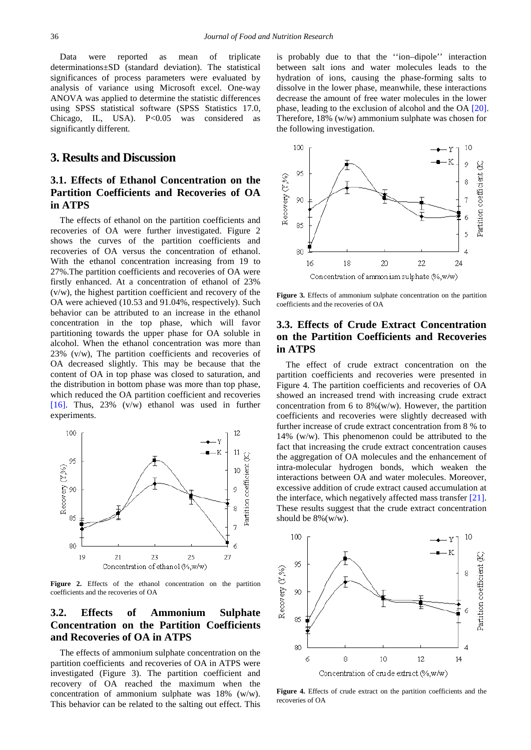Data were reported as mean of triplicate determinations±SD (standard deviation). The statistical significances of process parameters were evaluated by analysis of variance using Microsoft excel. One-way ANOVA was applied to determine the statistic differences using SPSS statistical software (SPSS Statistics 17.0, Chicago, IL, USA). $P<0.05$ was considered as significantly different.

## 3. Results and Discussion

### 3.1. Effects of Ethanol Concentration on the Partition Coefficients and Recoveries of OA in ATPS

The effects of ethanol on the partition coefficients and recoveries of OA were further investigated. Figure 2 shows the curves of the partition coefficients and recoveries of OA versus the concentration of ethanol. With the ethanol concentration increasing from 19 to 27%.The partition coefficients and recoveries of OA were firstly enhanced. At a concentration of ethanol of 23% (v/w), the highest partition coefficient and recovery of the OA were achieved (10.53 and 91.04%, respectively). Such behavior can be attributed to an increase in the ethanol concentration in the top phase, which will favor partitioning towards the upper phase for OA soluble in alcohol. When the ethanol concentration was more than 23% (v/w), The partition coefficients and recoveries of OA decreased slightly. This may be because that the content of OA in top phase was closed to saturation, and the distribution in bottom phase was more than top phase, which reduced the OA partition coefficient and recoveries [16]. Thus, 23% (v/w) ethanol was used in further experiments.

**Figure 2.** Effects of the ethanol concentration on the partition coefficients and the recoveries of OA

### 3.2. Effects of Ammonium Sulphate Concentration on the Partition Coefficients and Recoveries of OA in ATPS

The effects of ammonium sulphate concentration on the partition coefficients and recoveries of OA in ATPS were investigated (Figure 3). The partition coefficient and recovery of OA reached the maximum when the concentration of ammonium sulphate was 18% (w/w). This behavior can be related to the salting out effect. This is probably due to that the ''ion–dipole'' interaction between salt ions and water molecules leads to the hydration of ions, causing the phase-forming salts to dissolve in the lower phase, meanwhile, these interactions decrease the amount of free water molecules in the lower phase, leading to the exclusion of alcohol and the OA [20]. Therefore, 18% (w/w) ammonium sulphate was chosen for the following investigation.

**Figure 3.** Effects of ammonium sulphate concentration on the partition coefficients and the recoveries of OA

### 3.3. Effects of Crude Extract Concentration on the Partition Coefficients and Recoveries in ATPS

The effect of crude extract concentration on the partition coefficients and recoveries were presented in Figure 4. The partition coefficients and recoveries of OA showed an increased trend with increasing crude extract concentration from 6 to 8%(w/w). However, the partition coefficients and recoveries were slightly decreased with further increase of crude extract concentration from 8 % to 14% (w/w). This phenomenon could be attributed to the fact that increasing the crude extract concentration causes the aggregation of OA molecules and the enhancement of intra-molecular hydrogen bonds, which weaken the interactions between OA and water molecules. Moreover, excessive addition of crude extract caused accumulation at the interface, which negatively affected mass transfer [21]. These results suggest that the crude extract concentration should be 8%(w/w).

**Figure 4.** Effects of crude extract on the partition coefficients and the recoveries of OA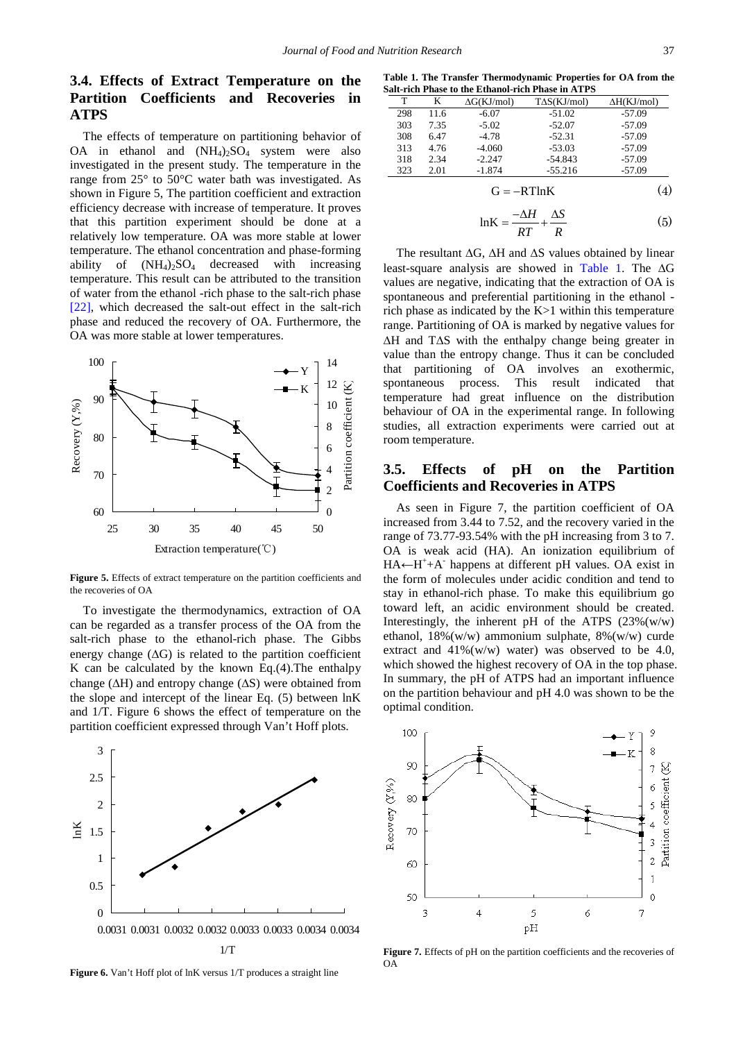## 3.4. Effects of Extract Temperature on the Partition Coefficients and Recoveries in ATPS

The effects of temperature on partitioning behavior of OA in ethanol and $(NH_4)_2SO_4$ system were also investigated in the present study. The temperature in the range from 25° to 50°C water bath was investigated. As shown in Figure 5, The partition coefficient and extraction efficiency decrease with increase of temperature. It proves that this partition experiment should be done at a relatively low temperature. OA was more stable at lower temperature. The ethanol concentration and phase-forming ability of $(NH_4)_2SO_4$ decreased with increasing temperature. This result can be attributed to the transition of water from the ethanol -rich phase to the salt-rich phase [22], which decreased the salt-out effect in the salt-rich phase and reduced the recovery of OA. Furthermore, the OA was more stable at lower temperatures.

**Figure 5.** Effects of extract temperature on the partition coefficients and the recoveries of OA

To investigate the thermodynamics, extraction of OA can be regarded as a transfer process of the OA from the salt-rich phase to the ethanol-rich phase. The Gibbs energy change (ΔG) is related to the partition coefficient K can be calculated by the known Eq.(4).The enthalpy change (ΔH) and entropy change (ΔS) were obtained from the slope and intercept of the linear Eq. (5) between lnK and 1/T. Figure 6 shows the effect of temperature on the partition coefficient expressed through Van't Hoff plots.

**Figure 6.** Van't Hoff plot of lnK versus 1/T produces a straight line

**Table 1. The Transfer Thermodynamic Properties for OA from the Salt-rich Phase to the Ethanol-rich Phase in ATPS**

| T | K | ΔG(KJ/mol) | TΔS(KJ/mol) | ΔH(KJ/mol) |
|---|---|---|---|---|
| 298 | 11.6 | -6.07 | -51.02 | -57.09 |
| 303 | 7.35 | -5.02 | -52.07 | -57.09 |
| 308 | 6.47 | -4.78 | -52.31 | -57.09 |
| 313 | 4.76 | -4.060 | -53.03 | -57.09 |
| 318 | 2.34 | -2.247 | -54.843 | -57.09 |
| 323 | 2.01 | -1.874 | -55.216 | -57.09 |

$$G = -RT\ln K \quad (4)$$

$$\ln K = \frac{-\Delta H}{RT} + \frac{\Delta S}{R} \quad (5)$$

The resultant ΔG, ΔH and ΔS values obtained by linear least-square analysis are showed in Table 1. The ΔG values are negative, indicating that the extraction of OA is spontaneous and preferential partitioning in the ethanol -rich phase as indicated by the K>1 within this temperature range. Partitioning of OA is marked by negative values for ΔH and TΔS with the enthalpy change being greater in value than the entropy change. Thus it can be concluded that partitioning of OA involves an exothermic, spontaneous process. This result indicated that temperature had great influence on the distribution behaviour of OA in the experimental range. In following studies, all extraction experiments were carried out at room temperature.

## 3.5. Effects of pH on the Partition Coefficients and Recoveries in ATPS

As seen in Figure 7, the partition coefficient of OA increased from 3.44 to 7.52, and the recovery varied in the range of 73.77-93.54% with the pH increasing from 3 to 7. OA is weak acid (HA). An ionization equilibrium of $HA \leftarrow H^+ + A^-$ happens at different pH values. OA exist in the form of molecules under acidic condition and tend to stay in ethanol-rich phase. To make this equilibrium go toward left, an acidic environment should be created. Interestingly, the inherent pH of the ATPS (23%(w/w) ethanol, 18%(w/w) ammonium sulphate, 8%(w/w) curde extract and 41%(w/w) water) was observed to be 4.0, which showed the highest recovery of OA in the top phase. In summary, the pH of ATPS had an important influence on the partition behaviour and pH 4.0 was shown to be the optimal condition.

**Figure 7.** Effects of pH on the partition coefficients and the recoveries of OA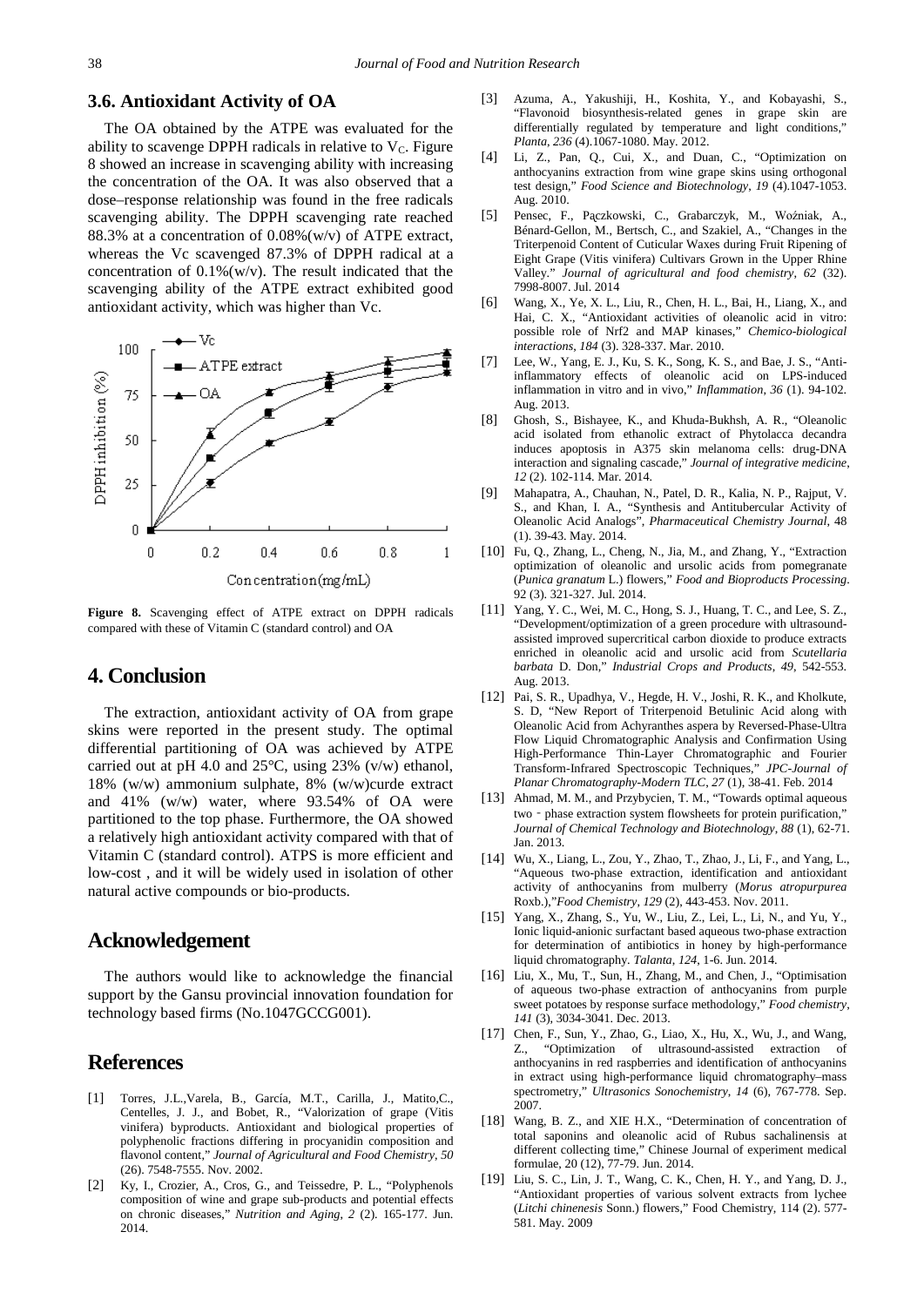### 3.6. Antioxidant Activity of OA

The OA obtained by the ATPE was evaluated for the ability to scavenge DPPH radicals in relative to $V_C$. Figure 8 showed an increase in scavenging ability with increasing the concentration of the OA. It was also observed that a dose–response relationship was found in the free radicals scavenging ability. The DPPH scavenging rate reached 88.3% at a concentration of 0.08%(w/v) of ATPE extract, whereas the Vc scavenged 87.3% of DPPH radical at a concentration of 0.1%(w/v). The result indicated that the scavenging ability of the ATPE extract exhibited good antioxidant activity, which was higher than Vc.

**Figure 8.** Scavenging effect of ATPE extract on DPPH radicals compared with these of Vitamin C (standard control) and OA

## 4. Conclusion

The extraction, antioxidant activity of OA from grape skins were reported in the present study. The optimal differential partitioning of OA was achieved by ATPE carried out at pH 4.0 and 25°C, using 23% (v/w) ethanol, 18% (w/w) ammonium sulphate, 8% (w/w)curde extract and 41% (w/w) water, where 93.54% of OA were partitioned to the top phase. Furthermore, the OA showed a relatively high antioxidant activity compared with that of Vitamin C (standard control). ATPS is more efficient and low-cost , and it will be widely used in isolation of other natural active compounds or bio-products.

## Acknowledgement

The authors would like to acknowledge the financial support by the Gansu provincial innovation foundation for technology based firms (No.1047GCCG001).

## References

[1] Torres, J.L.,Varela, B., García, M.T., Carilla, J., Matito,C., Centelles, J. J., and Bobet, R., "Valorization of grape (Vitis vinifera) byproducts. Antioxidant and biological properties of polyphenolic fractions differing in procyanidin composition and flavonol content," *Journal of Agricultural and Food Chemistry*, *50* (26). 7548-7555. Nov. 2002.

[2] Ky, I., Crozier, A., Cros, G., and Teissedre, P. L., "Polyphenols composition of wine and grape sub-products and potential effects on chronic diseases," *Nutrition and Aging*, *2* (2). 165-177. Jun. 2014.

[3] Azuma, A., Yakushiji, H., Koshita, Y., and Kobayashi, S., "Flavonoid biosynthesis-related genes in grape skin are differentially regulated by temperature and light conditions," *Planta*, *236* (4).1067-1080. May. 2012.

[4] Li, Z., Pan, Q., Cui, X., and Duan, C., "Optimization on anthocyanins extraction from wine grape skins using orthogonal test design," *Food Science and Biotechnology*, *19* (4).1047-1053. Aug. 2010.

[5] Pensec, F., Pączkowski, C., Grabarczyk, M., Woźniak, A., Bénard-Gellon, M., Bertsch, C., and Szakiel, A., "Changes in the Triterpenoid Content of Cuticular Waxes during Fruit Ripening of Eight Grape (Vitis vinifera) Cultivars Grown in the Upper Rhine Valley." *Journal of agricultural and food chemistry*, *62* (32). 7998-8007. Jul. 2014

[6] Wang, X., Ye, X. L., Liu, R., Chen, H. L., Bai, H., Liang, X., and Hai, C. X., "Antioxidant activities of oleanolic acid in vitro: possible role of Nrf2 and MAP kinases," *Chemico-biological interactions*, *184* (3). 328-337. Mar. 2010.

[7] Lee, W., Yang, E. J., Ku, S. K., Song, K. S., and Bae, J. S., "Anti-inflammatory effects of oleanolic acid on LPS-induced inflammation in vitro and in vivo," *Inflammation*, *36* (1). 94-102. Aug. 2013.

[8] Ghosh, S., Bishayee, K., and Khuda-Bukhsh, A. R., "Oleanolic acid isolated from ethanolic extract of Phytolacca decandra induces apoptosis in A375 skin melanoma cells: drug-DNA interaction and signaling cascade," *Journal of integrative medicine*, *12* (2). 102-114. Mar. 2014.

[9] Mahapatra, A., Chauhan, N., Patel, D. R., Kalia, N. P., Rajput, V. S., and Khan, I. A., "Synthesis and Antitubercular Activity of Oleanolic Acid Analogs", *Pharmaceutical Chemistry Journal*, 48 (1). 39-43. May. 2014.

[10] Fu, Q., Zhang, L., Cheng, N., Jia, M., and Zhang, Y., "Extraction optimization of oleanolic and ursolic acids from pomegranate (*Punica granatum* L.) flowers," *Food and Bioproducts Processing*. 92 (3). 321-327. Jul. 2014.

[11] Yang, Y. C., Wei, M. C., Hong, S. J., Huang, T. C., and Lee, S. Z., "Development/optimization of a green procedure with ultrasound-assisted improved supercritical carbon dioxide to produce extracts enriched in oleanolic acid and ursolic acid from *Scutellaria barbata* D. Don," *Industrial Crops and Products*, *49*, 542-553. Aug. 2013.

[12] Pai, S. R., Upadhya, V., Hegde, H. V., Joshi, R. K., and Kholkute, S. D, "New Report of Triterpenoid Betulinic Acid along with Oleanolic Acid from Achyranthes aspera by Reversed-Phase-Ultra Flow Liquid Chromatographic Analysis and Confirmation Using High-Performance Thin-Layer Chromatographic and Fourier Transform-Infrared Spectroscopic Techniques," *JPC-Journal of Planar Chromatography-Modern TLC*, *27* (1), 38-41. Feb. 2014

[13] Ahmad, M. M., and Przybycien, T. M., "Towards optimal aqueous two‐phase extraction system flowsheets for protein purification," *Journal of Chemical Technology and Biotechnology*, *88* (1), 62-71. Jan. 2013.

[14] Wu, X., Liang, L., Zou, Y., Zhao, T., Zhao, J., Li, F., and Yang, L., "Aqueous two-phase extraction, identification and antioxidant activity of anthocyanins from mulberry (*Morus atropurpurea* Roxb.),"*Food Chemistry*, *129* (2), 443-453. Nov. 2011.

[15] Yang, X., Zhang, S., Yu, W., Liu, Z., Lei, L., Li, N., and Yu, Y., Ionic liquid-anionic surfactant based aqueous two-phase extraction for determination of antibiotics in honey by high-performance liquid chromatography. *Talanta*, *124*, 1-6. Jun. 2014.

[16] Liu, X., Mu, T., Sun, H., Zhang, M., and Chen, J., "Optimisation of aqueous two-phase extraction of anthocyanins from purple sweet potatoes by response surface methodology," *Food chemistry*, *141* (3), 3034-3041. Dec. 2013.

[17] Chen, F., Sun, Y., Zhao, G., Liao, X., Hu, X., Wu, J., and Wang, Z., "Optimization of ultrasound-assisted extraction of anthocyanins in red raspberries and identification of anthocyanins in extract using high-performance liquid chromatography–mass spectrometry," *Ultrasonics Sonochemistry*, *14* (6), 767-778. Sep. 2007.

[18] Wang, B. Z., and XIE H.X., "Determination of concentration of total saponins and oleanolic acid of Rubus sachalinensis at different collecting time," Chinese Journal of experiment medical formulae, 20 (12), 77-79. Jun. 2014.

[19] Liu, S. C., Lin, J. T., Wang, C. K., Chen, H. Y., and Yang, D. J., "Antioxidant properties of various solvent extracts from lychee (*Litchi chinenesis* Sonn.) flowers," Food Chemistry, 114 (2). 577-581. May. 2009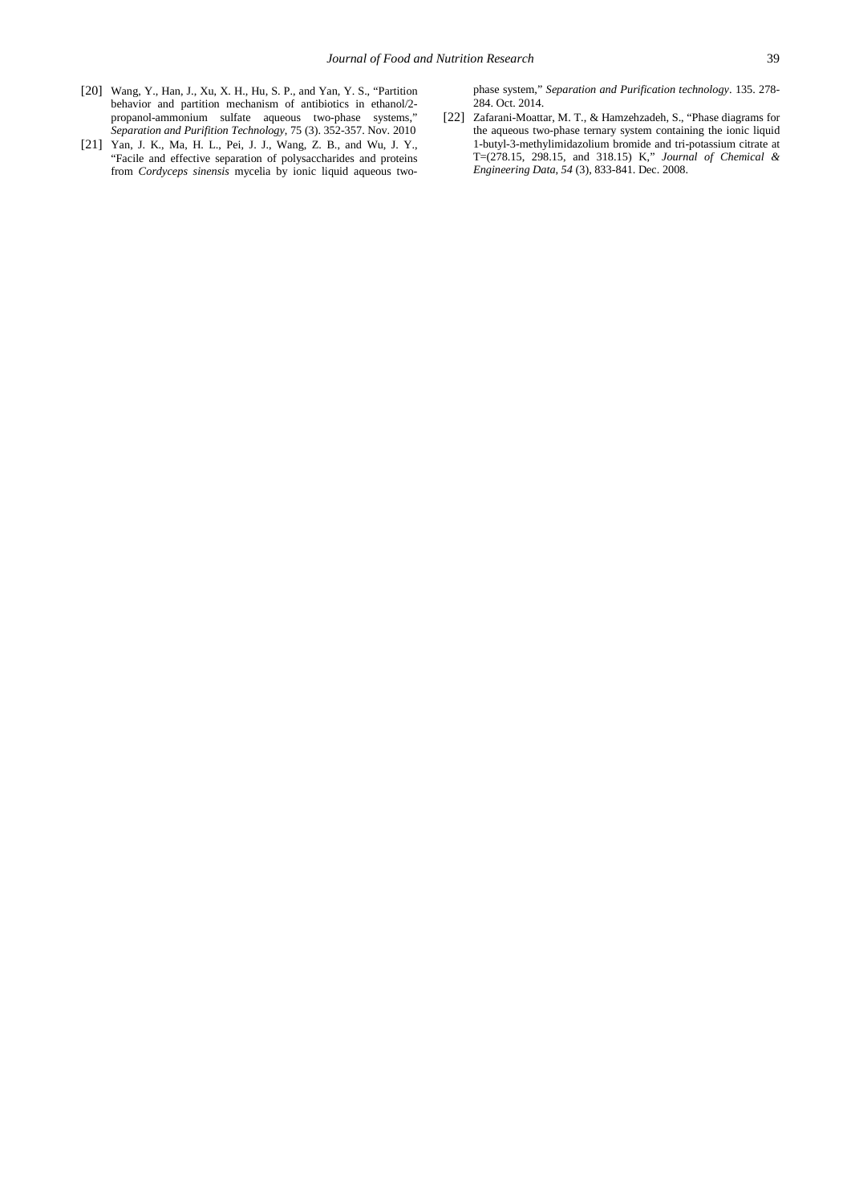[20] Wang, Y., Han, J., Xu, X. H., Hu, S. P., and Yan, Y. S., "Partition behavior and partition mechanism of antibiotics in ethanol/2-propanol-ammonium sulfate aqueous two-phase systems," *Separation and Purifition Technology*, 75 (3). 352-357. Nov. 2010

[21] Yan, J. K., Ma, H. L., Pei, J. J., Wang, Z. B., and Wu, J. Y., "Facile and effective separation of polysaccharides and proteins from *Cordyceps sinensis* mycelia by ionic liquid aqueous two-phase system," *Separation and Purification technology*. 135. 278-284. Oct. 2014.

[22] Zafarani-Moattar, M. T., & Hamzehzadeh, S., "Phase diagrams for the aqueous two-phase ternary system containing the ionic liquid 1-butyl-3-methylimidazolium bromide and tri-potassium citrate at T=(278.15, 298.15, and 318.15) K," *Journal of Chemical & Engineering Data, 54* (3), 833-841. Dec. 2008.